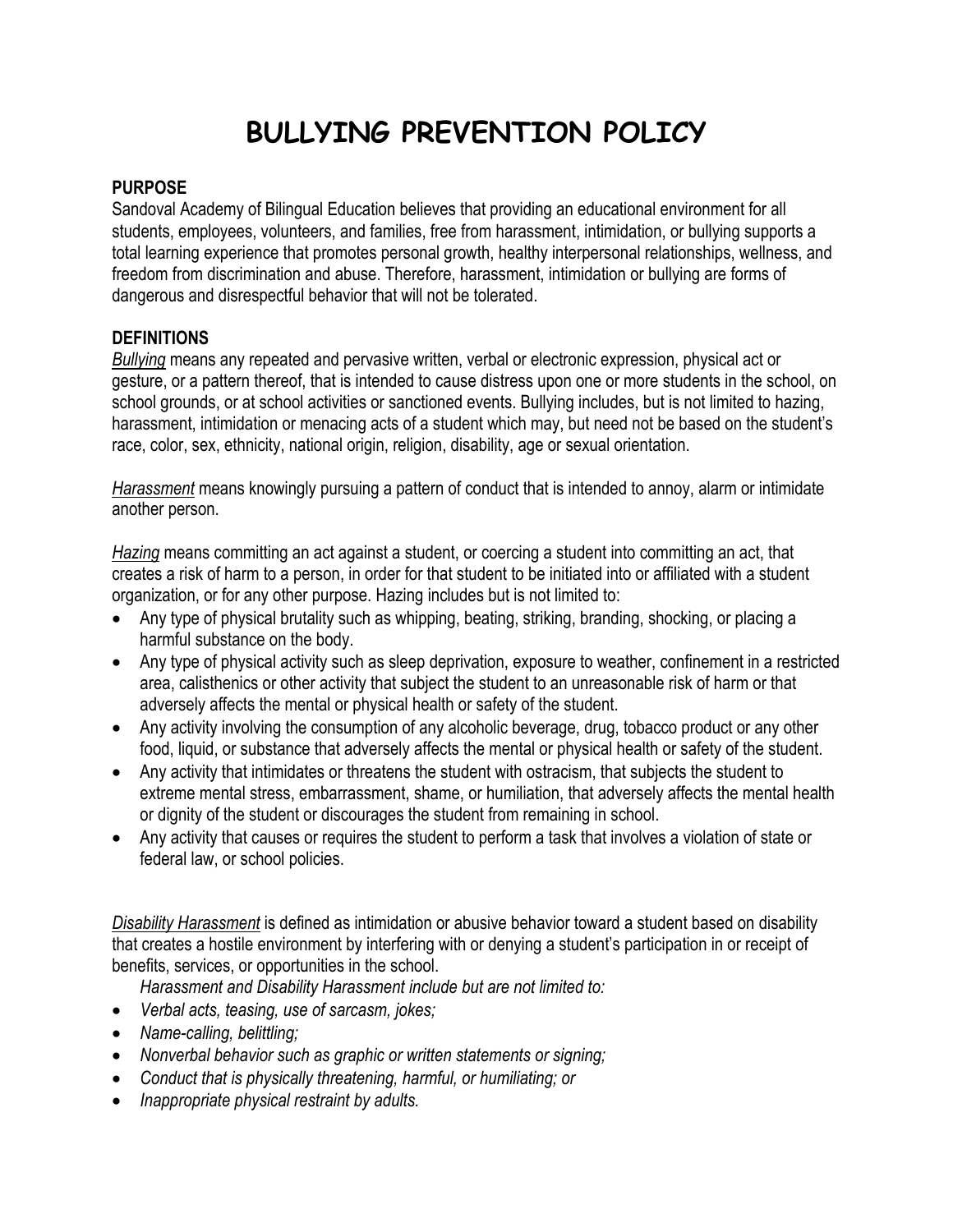# BULLYING PREVENTION POLICY

**PURPOSE**

Sandoval Academy of Bilingual Education believes that providing an educational environment for all students, employees, volunteers, and families, free from harassment, intimidation, or bullying supports a total learning experience that promotes personal growth, healthy interpersonal relationships, wellness, and freedom from discrimination and abuse. Therefore, harassment, intimidation or bullying are forms of dangerous and disrespectful behavior that will not be tolerated.

**DEFINITIONS**

_Bullying_ means any repeated and pervasive written, verbal or electronic expression, physical act or gesture, or a pattern thereof, that is intended to cause distress upon one or more students in the school, on school grounds, or at school activities or sanctioned events. Bullying includes, but is not limited to hazing, harassment, intimidation or menacing acts of a student which may, but need not be based on the student's race, color, sex, ethnicity, national origin, religion, disability, age or sexual orientation.

_Harassment_ means knowingly pursuing a pattern of conduct that is intended to annoy, alarm or intimidate another person.

_Hazing_ means committing an act against a student, or coercing a student into committing an act, that creates a risk of harm to a person, in order for that student to be initiated into or affiliated with a student organization, or for any other purpose. Hazing includes but is not limited to:

- Any type of physical brutality such as whipping, beating, striking, branding, shocking, or placing a harmful substance on the body.
- Any type of physical activity such as sleep deprivation, exposure to weather, confinement in a restricted area, calisthenics or other activity that subject the student to an unreasonable risk of harm or that adversely affects the mental or physical health or safety of the student.
- Any activity involving the consumption of any alcoholic beverage, drug, tobacco product or any other food, liquid, or substance that adversely affects the mental or physical health or safety of the student.
- Any activity that intimidates or threatens the student with ostracism, that subjects the student to extreme mental stress, embarrassment, shame, or humiliation, that adversely affects the mental health or dignity of the student or discourages the student from remaining in school.
- Any activity that causes or requires the student to perform a task that involves a violation of state or federal law, or school policies.

_Disability Harassment_ is defined as intimidation or abusive behavior toward a student based on disability that creates a hostile environment by interfering with or denying a student's participation in or receipt of benefits, services, or opportunities in the school.

*Harassment and Disability Harassment include but are not limited to:*

- *Verbal acts, teasing, use of sarcasm, jokes;*
- *Name-calling, belittling;*
- *Nonverbal behavior such as graphic or written statements or signing;*
- *Conduct that is physically threatening, harmful, or humiliating; or*
- *Inappropriate physical restraint by adults.*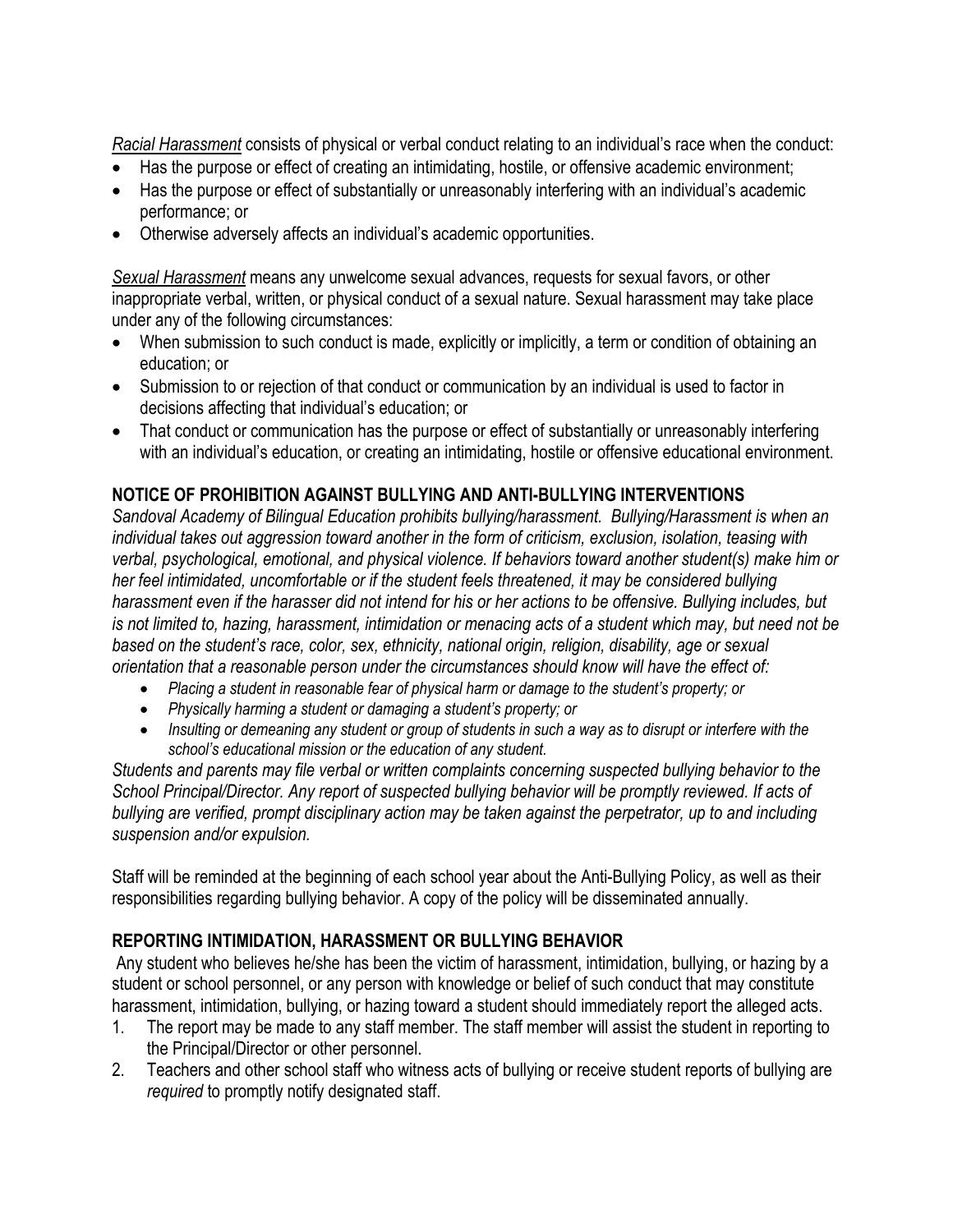*Racial Harassment* consists of physical or verbal conduct relating to an individual's race when the conduct:

- Has the purpose or effect of creating an intimidating, hostile, or offensive academic environment;
- Has the purpose or effect of substantially or unreasonably interfering with an individual's academic performance; or
- Otherwise adversely affects an individual's academic opportunities.

*Sexual Harassment* means any unwelcome sexual advances, requests for sexual favors, or other inappropriate verbal, written, or physical conduct of a sexual nature. Sexual harassment may take place under any of the following circumstances:

- When submission to such conduct is made, explicitly or implicitly, a term or condition of obtaining an education; or
- Submission to or rejection of that conduct or communication by an individual is used to factor in decisions affecting that individual's education; or
- That conduct or communication has the purpose or effect of substantially or unreasonably interfering with an individual's education, or creating an intimidating, hostile or offensive educational environment.

## NOTICE OF PROHIBITION AGAINST BULLYING AND ANTI-BULLYING INTERVENTIONS

*Sandoval Academy of Bilingual Education prohibits bullying/harassment. Bullying/Harassment is when an individual takes out aggression toward another in the form of criticism, exclusion, isolation, teasing with verbal, psychological, emotional, and physical violence. If behaviors toward another student(s) make him or her feel intimidated, uncomfortable or if the student feels threatened, it may be considered bullying harassment even if the harasser did not intend for his or her actions to be offensive. Bullying includes, but is not limited to, hazing, harassment, intimidation or menacing acts of a student which may, but need not be based on the student's race, color, sex, ethnicity, national origin, religion, disability, age or sexual orientation that a reasonable person under the circumstances should know will have the effect of:*

- *Placing a student in reasonable fear of physical harm or damage to the student's property; or*
- *Physically harming a student or damaging a student's property; or*
- *Insulting or demeaning any student or group of students in such a way as to disrupt or interfere with the school's educational mission or the education of any student.*

*Students and parents may file verbal or written complaints concerning suspected bullying behavior to the School Principal/Director. Any report of suspected bullying behavior will be promptly reviewed. If acts of bullying are verified, prompt disciplinary action may be taken against the perpetrator, up to and including suspension and/or expulsion.*

Staff will be reminded at the beginning of each school year about the Anti-Bullying Policy, as well as their responsibilities regarding bullying behavior. A copy of the policy will be disseminated annually.

## REPORTING INTIMIDATION, HARASSMENT OR BULLYING BEHAVIOR

Any student who believes he/she has been the victim of harassment, intimidation, bullying, or hazing by a student or school personnel, or any person with knowledge or belief of such conduct that may constitute harassment, intimidation, bullying, or hazing toward a student should immediately report the alleged acts.

1. The report may be made to any staff member. The staff member will assist the student in reporting to the Principal/Director or other personnel.
2. Teachers and other school staff who witness acts of bullying or receive student reports of bullying are *required* to promptly notify designated staff.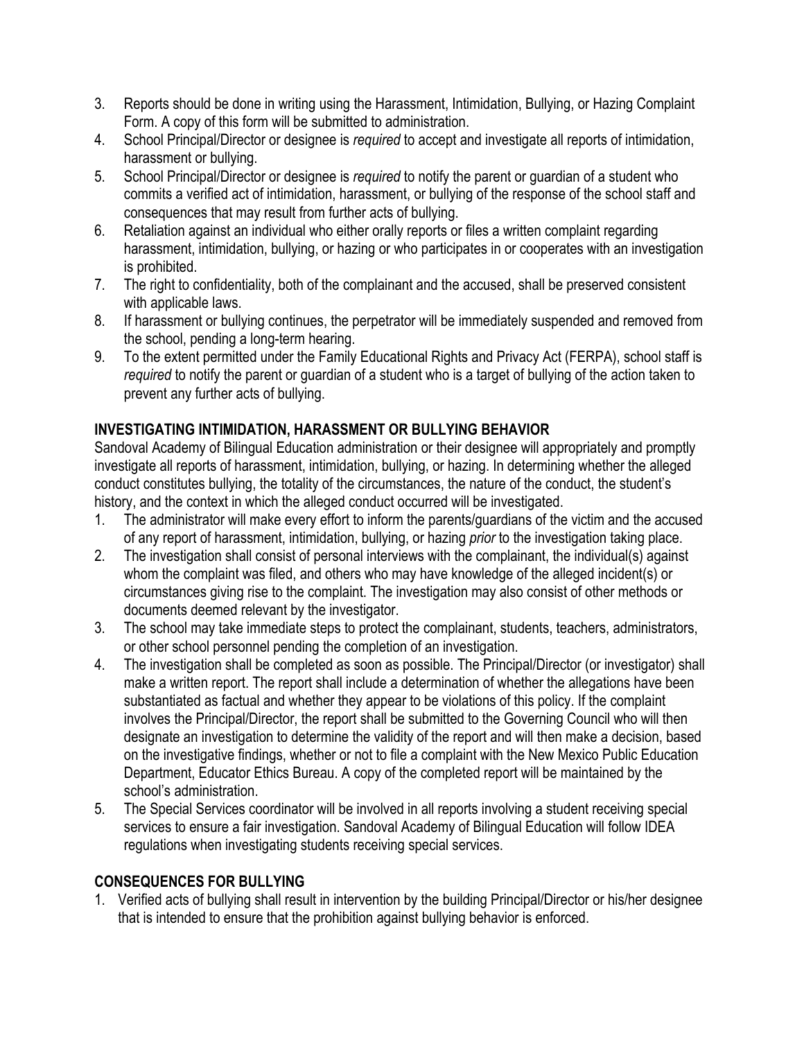3. Reports should be done in writing using the Harassment, Intimidation, Bullying, or Hazing Complaint Form. A copy of this form will be submitted to administration.
4. School Principal/Director or designee is *required* to accept and investigate all reports of intimidation, harassment or bullying.
5. School Principal/Director or designee is *required* to notify the parent or guardian of a student who commits a verified act of intimidation, harassment, or bullying of the response of the school staff and consequences that may result from further acts of bullying.
6. Retaliation against an individual who either orally reports or files a written complaint regarding harassment, intimidation, bullying, or hazing or who participates in or cooperates with an investigation is prohibited.
7. The right to confidentiality, both of the complainant and the accused, shall be preserved consistent with applicable laws.
8. If harassment or bullying continues, the perpetrator will be immediately suspended and removed from the school, pending a long-term hearing.
9. To the extent permitted under the Family Educational Rights and Privacy Act (FERPA), school staff is *required* to notify the parent or guardian of a student who is a target of bullying of the action taken to prevent any further acts of bullying.

## INVESTIGATING INTIMIDATION, HARASSMENT OR BULLYING BEHAVIOR

Sandoval Academy of Bilingual Education administration or their designee will appropriately and promptly investigate all reports of harassment, intimidation, bullying, or hazing. In determining whether the alleged conduct constitutes bullying, the totality of the circumstances, the nature of the conduct, the student's history, and the context in which the alleged conduct occurred will be investigated.

1. The administrator will make every effort to inform the parents/guardians of the victim and the accused of any report of harassment, intimidation, bullying, or hazing *prior* to the investigation taking place.
2. The investigation shall consist of personal interviews with the complainant, the individual(s) against whom the complaint was filed, and others who may have knowledge of the alleged incident(s) or circumstances giving rise to the complaint. The investigation may also consist of other methods or documents deemed relevant by the investigator.
3. The school may take immediate steps to protect the complainant, students, teachers, administrators, or other school personnel pending the completion of an investigation.
4. The investigation shall be completed as soon as possible. The Principal/Director (or investigator) shall make a written report. The report shall include a determination of whether the allegations have been substantiated as factual and whether they appear to be violations of this policy. If the complaint involves the Principal/Director, the report shall be submitted to the Governing Council who will then designate an investigation to determine the validity of the report and will then make a decision, based on the investigative findings, whether or not to file a complaint with the New Mexico Public Education Department, Educator Ethics Bureau. A copy of the completed report will be maintained by the school's administration.
5. The Special Services coordinator will be involved in all reports involving a student receiving special services to ensure a fair investigation. Sandoval Academy of Bilingual Education will follow IDEA regulations when investigating students receiving special services.

## CONSEQUENCES FOR BULLYING

1. Verified acts of bullying shall result in intervention by the building Principal/Director or his/her designee that is intended to ensure that the prohibition against bullying behavior is enforced.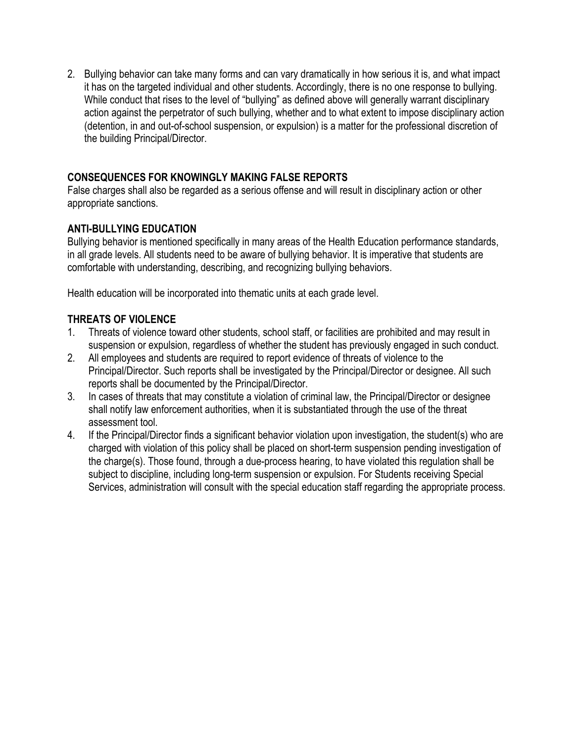2. Bullying behavior can take many forms and can vary dramatically in how serious it is, and what impact it has on the targeted individual and other students. Accordingly, there is no one response to bullying. While conduct that rises to the level of "bullying" as defined above will generally warrant disciplinary action against the perpetrator of such bullying, whether and to what extent to impose disciplinary action (detention, in and out-of-school suspension, or expulsion) is a matter for the professional discretion of the building Principal/Director.

**CONSEQUENCES FOR KNOWINGLY MAKING FALSE REPORTS**

False charges shall also be regarded as a serious offense and will result in disciplinary action or other appropriate sanctions.

**ANTI-BULLYING EDUCATION**

Bullying behavior is mentioned specifically in many areas of the Health Education performance standards, in all grade levels. All students need to be aware of bullying behavior. It is imperative that students are comfortable with understanding, describing, and recognizing bullying behaviors.

Health education will be incorporated into thematic units at each grade level.

**THREATS OF VIOLENCE**

1. Threats of violence toward other students, school staff, or facilities are prohibited and may result in suspension or expulsion, regardless of whether the student has previously engaged in such conduct.
2. All employees and students are required to report evidence of threats of violence to the Principal/Director. Such reports shall be investigated by the Principal/Director or designee. All such reports shall be documented by the Principal/Director.
3. In cases of threats that may constitute a violation of criminal law, the Principal/Director or designee shall notify law enforcement authorities, when it is substantiated through the use of the threat assessment tool.
4. If the Principal/Director finds a significant behavior violation upon investigation, the student(s) who are charged with violation of this policy shall be placed on short-term suspension pending investigation of the charge(s). Those found, through a due-process hearing, to have violated this regulation shall be subject to discipline, including long-term suspension or expulsion. For Students receiving Special Services, administration will consult with the special education staff regarding the appropriate process.